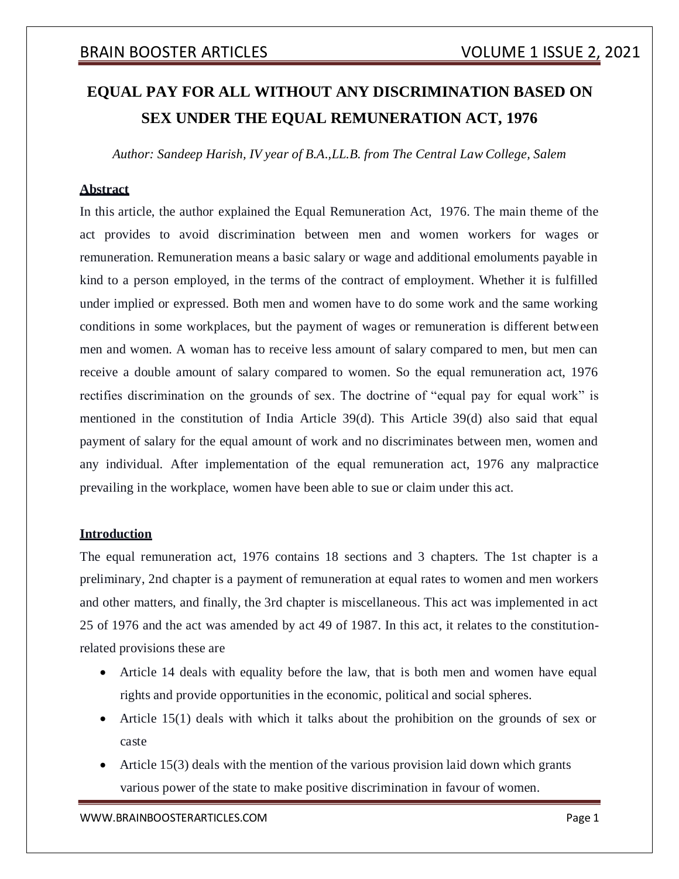# EQUAL PAY FOR ALL WITHOUT ANY DISCRIMINATION BASED ON SEX UNDER THE EQUAL REMUNERATION ACT, 1976

*Author: Sandeep Harish, IV year of B.A.,LL.B. from The Central Law College, Salem*

## Abstract

In this article, the author explained the Equal Remuneration Act, 1976. The main theme of the act provides to avoid discrimination between men and women workers for wages or remuneration. Remuneration means a basic salary or wage and additional emoluments payable in kind to a person employed, in the terms of the contract of employment. Whether it is fulfilled under implied or expressed. Both men and women have to do some work and the same working conditions in some workplaces, but the payment of wages or remuneration is different between men and women. A woman has to receive less amount of salary compared to men, but men can receive a double amount of salary compared to women. So the equal remuneration act, 1976 rectifies discrimination on the grounds of sex. The doctrine of "equal pay for equal work" is mentioned in the constitution of India Article 39(d). This Article 39(d) also said that equal payment of salary for the equal amount of work and no discriminates between men, women and any individual. After implementation of the equal remuneration act, 1976 any malpractice prevailing in the workplace, women have been able to sue or claim under this act.

## Introduction

The equal remuneration act, 1976 contains 18 sections and 3 chapters. The 1st chapter is a preliminary, 2nd chapter is a payment of remuneration at equal rates to women and men workers and other matters, and finally, the 3rd chapter is miscellaneous. This act was implemented in act 25 of 1976 and the act was amended by act 49 of 1987. In this act, it relates to the constitution-related provisions these are

- Article 14 deals with equality before the law, that is both men and women have equal rights and provide opportunities in the economic, political and social spheres.
- Article 15(1) deals with which it talks about the prohibition on the grounds of sex or caste
- Article 15(3) deals with the mention of the various provision laid down which grants various power of the state to make positive discrimination in favour of women.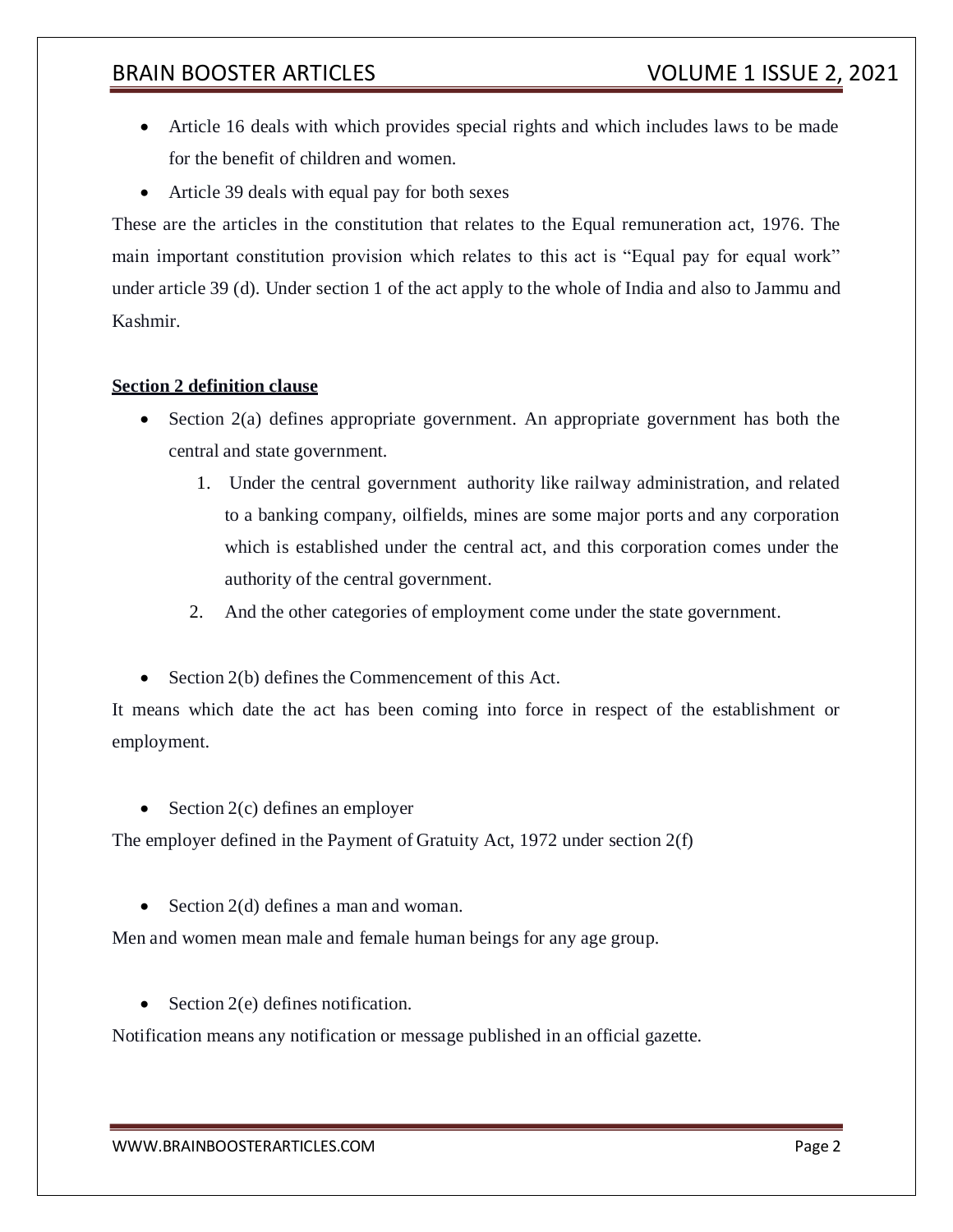- Article 16 deals with which provides special rights and which includes laws to be made for the benefit of children and women.
- Article 39 deals with equal pay for both sexes

These are the articles in the constitution that relates to the Equal remuneration act, 1976. The main important constitution provision which relates to this act is "Equal pay for equal work" under article 39 (d). Under section 1 of the act apply to the whole of India and also to Jammu and Kashmir.

**Section 2 definition clause**

- Section 2(a) defines appropriate government. An appropriate government has both the central and state government.
    1. Under the central government authority like railway administration, and related to a banking company, oilfields, mines are some major ports and any corporation which is established under the central act, and this corporation comes under the authority of the central government.
    2. And the other categories of employment come under the state government.

- Section 2(b) defines the Commencement of this Act.

It means which date the act has been coming into force in respect of the establishment or employment.

- Section 2(c) defines an employer

The employer defined in the Payment of Gratuity Act, 1972 under section 2(f)

- Section 2(d) defines a man and woman.

Men and women mean male and female human beings for any age group.

- Section 2(e) defines notification.

Notification means any notification or message published in an official gazette.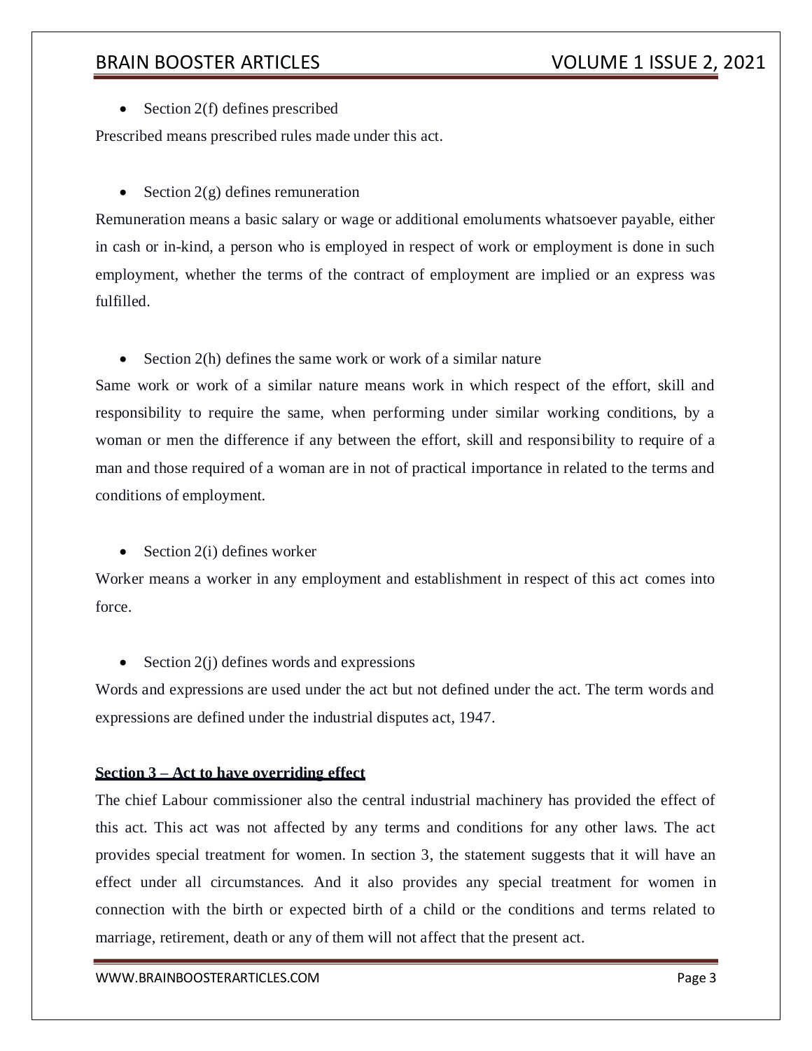- Section 2(f) defines prescribed

Prescribed means prescribed rules made under this act.

- Section 2(g) defines remuneration

Remuneration means a basic salary or wage or additional emoluments whatsoever payable, either in cash or in-kind, a person who is employed in respect of work or employment is done in such employment, whether the terms of the contract of employment are implied or an express was fulfilled.

- Section 2(h) defines the same work or work of a similar nature

Same work or work of a similar nature means work in which respect of the effort, skill and responsibility to require the same, when performing under similar working conditions, by a woman or men the difference if any between the effort, skill and responsibility to require of a man and those required of a woman are in not of practical importance in related to the terms and conditions of employment.

- Section 2(i) defines worker

Worker means a worker in any employment and establishment in respect of this act comes into force.

- Section 2(j) defines words and expressions

Words and expressions are used under the act but not defined under the act. The term words and expressions are defined under the industrial disputes act, 1947.

**Section 3 – Act to have overriding effect**

The chief Labour commissioner also the central industrial machinery has provided the effect of this act. This act was not affected by any terms and conditions for any other laws. The act provides special treatment for women. In section 3, the statement suggests that it will have an effect under all circumstances. And it also provides any special treatment for women in connection with the birth or expected birth of a child or the conditions and terms related to marriage, retirement, death or any of them will not affect that the present act.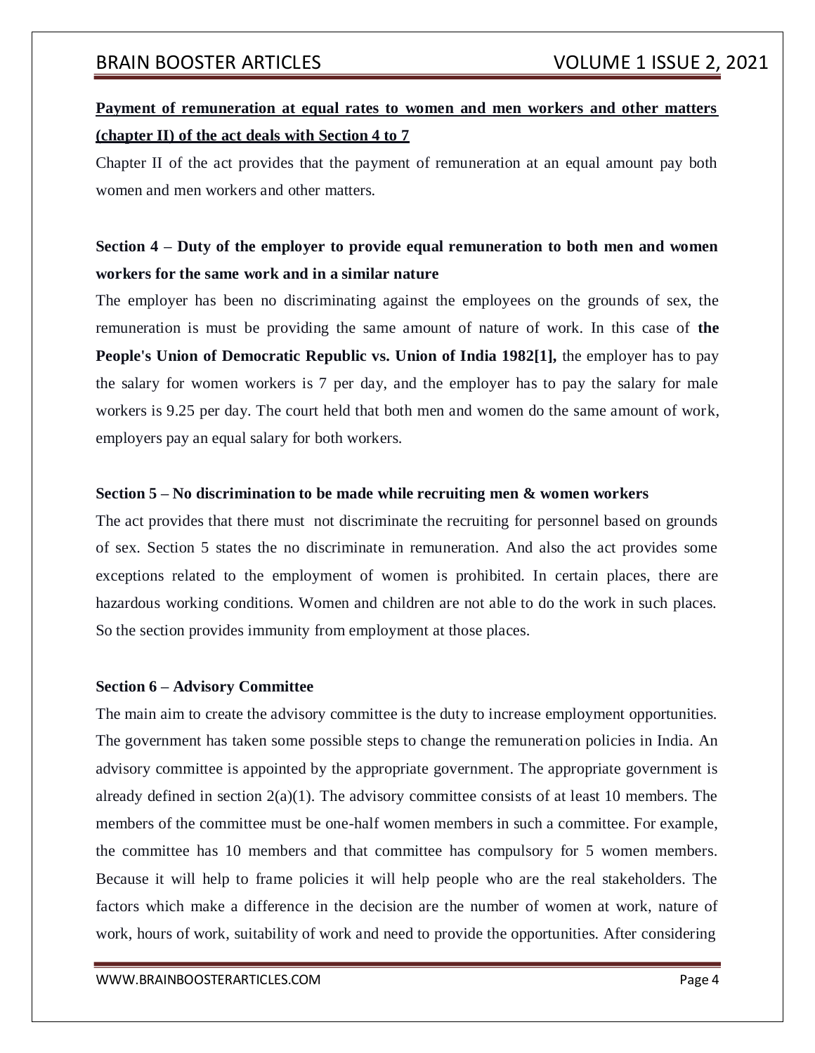**<u>Payment of remuneration at equal rates to women and men workers and other matters (chapter II) of the act deals with Section 4 to 7</u>**

Chapter II of the act provides that the payment of remuneration at an equal amount pay both women and men workers and other matters.

### Section 4 – Duty of the employer to provide equal remuneration to both men and women workers for the same work and in a similar nature

The employer has been no discriminating against the employees on the grounds of sex, the remuneration is must be providing the same amount of nature of work. In this case of **the People's Union of Democratic Republic vs. Union of India 1982[1],** the employer has to pay the salary for women workers is 7 per day, and the employer has to pay the salary for male workers is 9.25 per day. The court held that both men and women do the same amount of work, employers pay an equal salary for both workers.

**Section 5 – No discrimination to be made while recruiting men & women workers**

The act provides that there must not discriminate the recruiting for personnel based on grounds of sex. Section 5 states the no discriminate in remuneration. And also the act provides some exceptions related to the employment of women is prohibited. In certain places, there are hazardous working conditions. Women and children are not able to do the work in such places. So the section provides immunity from employment at those places.

**Section 6 – Advisory Committee**

The main aim to create the advisory committee is the duty to increase employment opportunities. The government has taken some possible steps to change the remuneration policies in India. An advisory committee is appointed by the appropriate government. The appropriate government is already defined in section 2(a)(1). The advisory committee consists of at least 10 members. The members of the committee must be one-half women members in such a committee. For example, the committee has 10 members and that committee has compulsory for 5 women members. Because it will help to frame policies it will help people who are the real stakeholders. The factors which make a difference in the decision are the number of women at work, nature of work, hours of work, suitability of work and need to provide the opportunities. After considering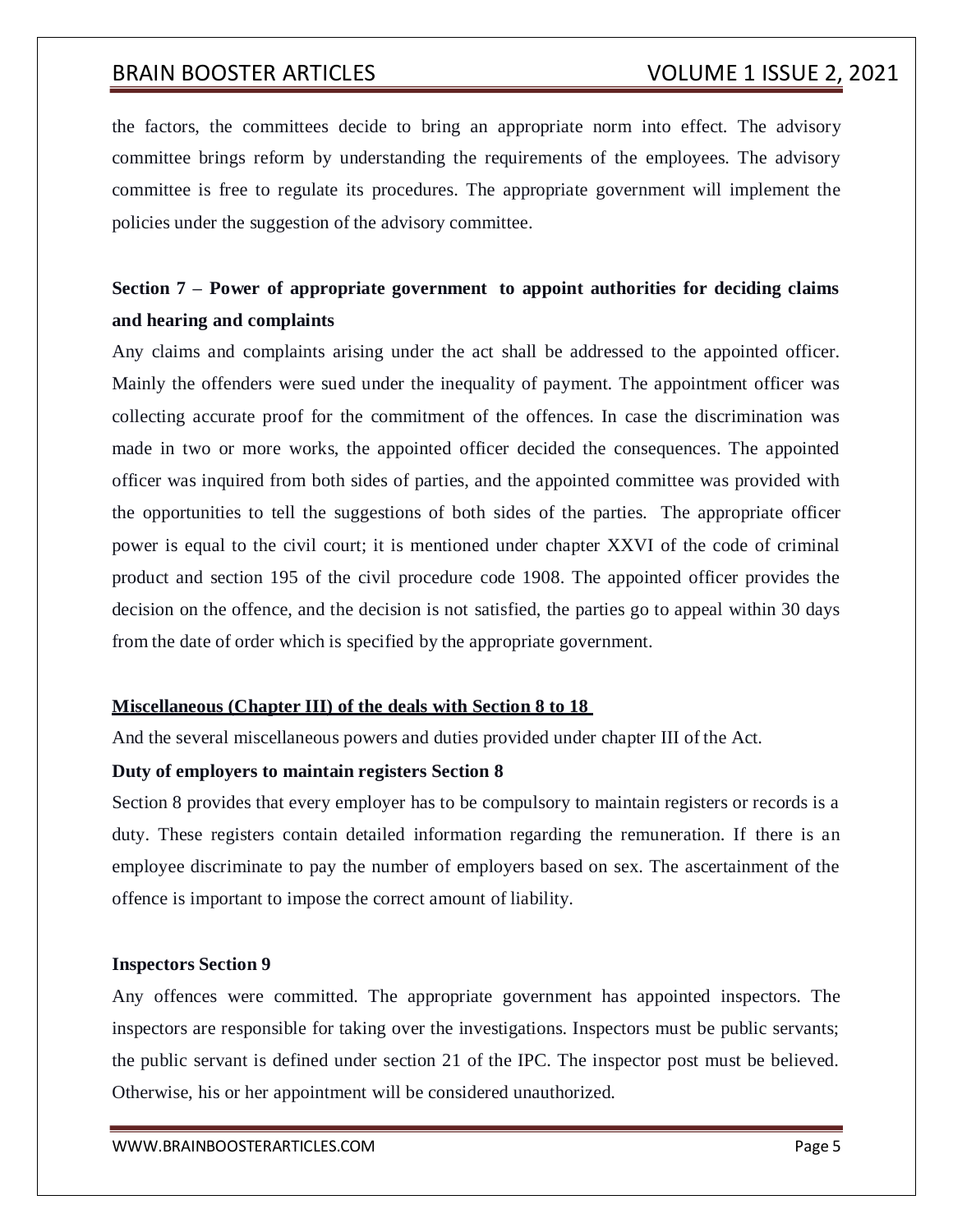the factors, the committees decide to bring an appropriate norm into effect. The advisory committee brings reform by understanding the requirements of the employees. The advisory committee is free to regulate its procedures. The appropriate government will implement the policies under the suggestion of the advisory committee.

**Section 7 – Power of appropriate government to appoint authorities for deciding claims and hearing and complaints**

Any claims and complaints arising under the act shall be addressed to the appointed officer. Mainly the offenders were sued under the inequality of payment. The appointment officer was collecting accurate proof for the commitment of the offences. In case the discrimination was made in two or more works, the appointed officer decided the consequences. The appointed officer was inquired from both sides of parties, and the appointed committee was provided with the opportunities to tell the suggestions of both sides of the parties. The appropriate officer power is equal to the civil court; it is mentioned under chapter XXVI of the code of criminal product and section 195 of the civil procedure code 1908. The appointed officer provides the decision on the offence, and the decision is not satisfied, the parties go to appeal within 30 days from the date of order which is specified by the appropriate government.

**<u>Miscellaneous (Chapter III) of the deals with Section 8 to 18</u>**

And the several miscellaneous powers and duties provided under chapter III of the Act.

**Duty of employers to maintain registers Section 8**

Section 8 provides that every employer has to be compulsory to maintain registers or records is a duty. These registers contain detailed information regarding the remuneration. If there is an employee discriminate to pay the number of employers based on sex. The ascertainment of the offence is important to impose the correct amount of liability.

**Inspectors Section 9**

Any offences were committed. The appropriate government has appointed inspectors. The inspectors are responsible for taking over the investigations. Inspectors must be public servants; the public servant is defined under section 21 of the IPC. The inspector post must be believed. Otherwise, his or her appointment will be considered unauthorized.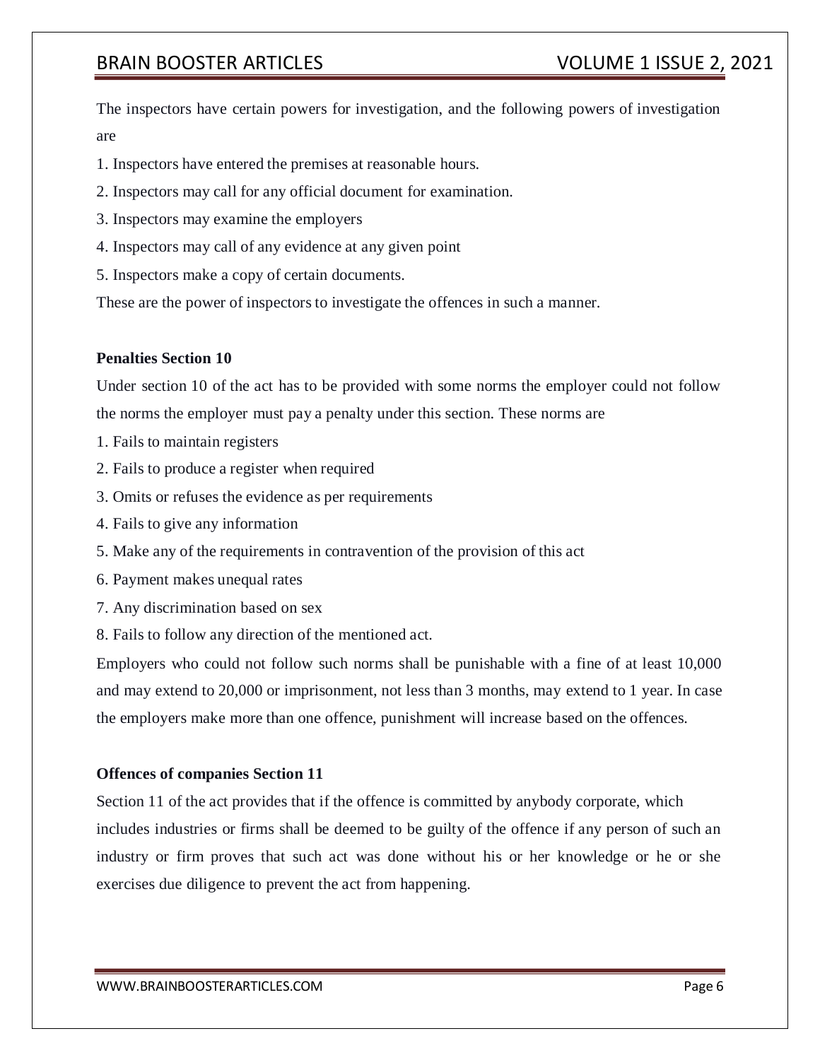The inspectors have certain powers for investigation, and the following powers of investigation are

1. Inspectors have entered the premises at reasonable hours.
2. Inspectors may call for any official document for examination.
3. Inspectors may examine the employers
4. Inspectors may call of any evidence at any given point
5. Inspectors make a copy of certain documents.

These are the power of inspectors to investigate the offences in such a manner.

**Penalties Section 10**

Under section 10 of the act has to be provided with some norms the employer could not follow the norms the employer must pay a penalty under this section. These norms are

1. Fails to maintain registers
2. Fails to produce a register when required
3. Omits or refuses the evidence as per requirements
4. Fails to give any information
5. Make any of the requirements in contravention of the provision of this act
6. Payment makes unequal rates
7. Any discrimination based on sex
8. Fails to follow any direction of the mentioned act.

Employers who could not follow such norms shall be punishable with a fine of at least 10,000 and may extend to 20,000 or imprisonment, not less than 3 months, may extend to 1 year. In case the employers make more than one offence, punishment will increase based on the offences.

**Offences of companies Section 11**

Section 11 of the act provides that if the offence is committed by anybody corporate, which includes industries or firms shall be deemed to be guilty of the offence if any person of such an industry or firm proves that such act was done without his or her knowledge or he or she exercises due diligence to prevent the act from happening.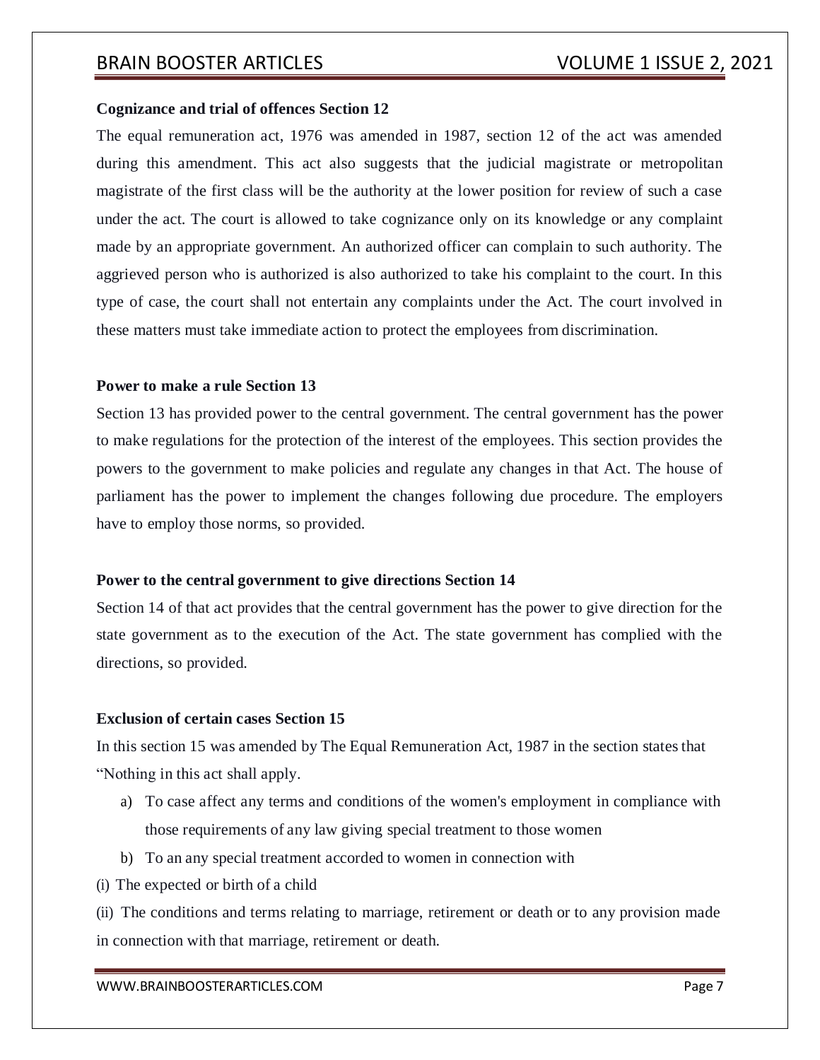**Cognizance and trial of offences Section 12**

The equal remuneration act, 1976 was amended in 1987, section 12 of the act was amended during this amendment. This act also suggests that the judicial magistrate or metropolitan magistrate of the first class will be the authority at the lower position for review of such a case under the act. The court is allowed to take cognizance only on its knowledge or any complaint made by an appropriate government. An authorized officer can complain to such authority. The aggrieved person who is authorized is also authorized to take his complaint to the court. In this type of case, the court shall not entertain any complaints under the Act. The court involved in these matters must take immediate action to protect the employees from discrimination.

**Power to make a rule Section 13**

Section 13 has provided power to the central government. The central government has the power to make regulations for the protection of the interest of the employees. This section provides the powers to the government to make policies and regulate any changes in that Act. The house of parliament has the power to implement the changes following due procedure. The employers have to employ those norms, so provided.

**Power to the central government to give directions Section 14**

Section 14 of that act provides that the central government has the power to give direction for the state government as to the execution of the Act. The state government has complied with the directions, so provided.

**Exclusion of certain cases Section 15**

In this section 15 was amended by The Equal Remuneration Act, 1987 in the section states that "Nothing in this act shall apply.

a) To case affect any terms and conditions of the women's employment in compliance with those requirements of any law giving special treatment to those women
b) To an any special treatment accorded to women in connection with

(i) The expected or birth of a child

(ii) The conditions and terms relating to marriage, retirement or death or to any provision made in connection with that marriage, retirement or death.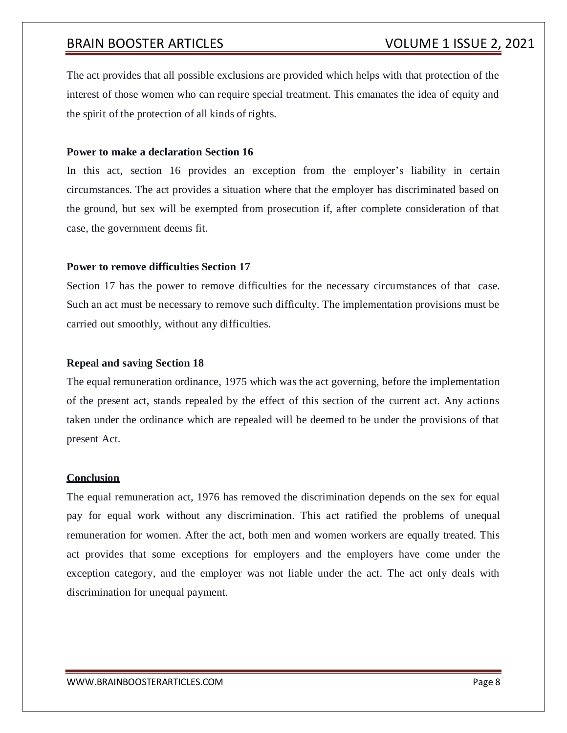The act provides that all possible exclusions are provided which helps with that protection of the interest of those women who can require special treatment. This emanates the idea of equity and the spirit of the protection of all kinds of rights.

**Power to make a declaration Section 16**

In this act, section 16 provides an exception from the employer's liability in certain circumstances. The act provides a situation where that the employer has discriminated based on the ground, but sex will be exempted from prosecution if, after complete consideration of that case, the government deems fit.

**Power to remove difficulties Section 17**

Section 17 has the power to remove difficulties for the necessary circumstances of that case. Such an act must be necessary to remove such difficulty. The implementation provisions must be carried out smoothly, without any difficulties.

**Repeal and saving Section 18**

The equal remuneration ordinance, 1975 which was the act governing, before the implementation of the present act, stands repealed by the effect of this section of the current act. Any actions taken under the ordinance which are repealed will be deemed to be under the provisions of that present Act.

## Conclusion

The equal remuneration act, 1976 has removed the discrimination depends on the sex for equal pay for equal work without any discrimination. This act ratified the problems of unequal remuneration for women. After the act, both men and women workers are equally treated. This act provides that some exceptions for employers and the employers have come under the exception category, and the employer was not liable under the act. The act only deals with discrimination for unequal payment.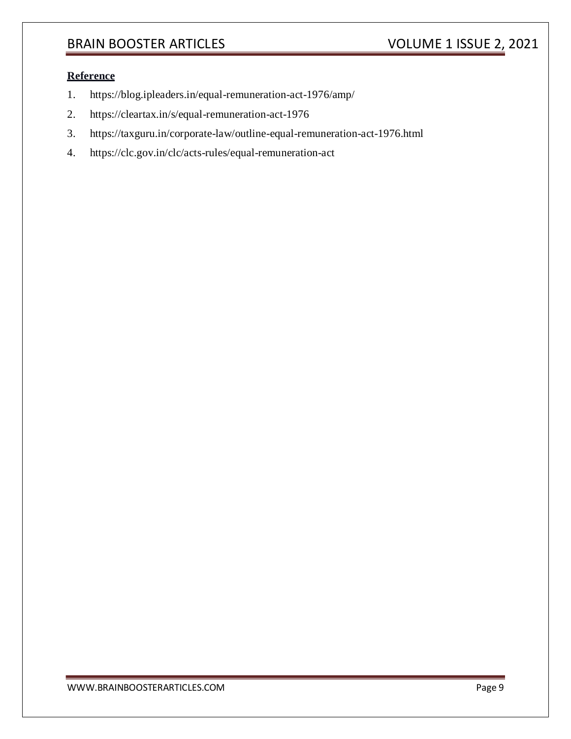**Reference**

1. https://blog.ipleaders.in/equal-remuneration-act-1976/amp/
2. https://cleartax.in/s/equal-remuneration-act-1976
3. https://taxguru.in/corporate-law/outline-equal-remuneration-act-1976.html
4. https://clc.gov.in/clc/acts-rules/equal-remuneration-act